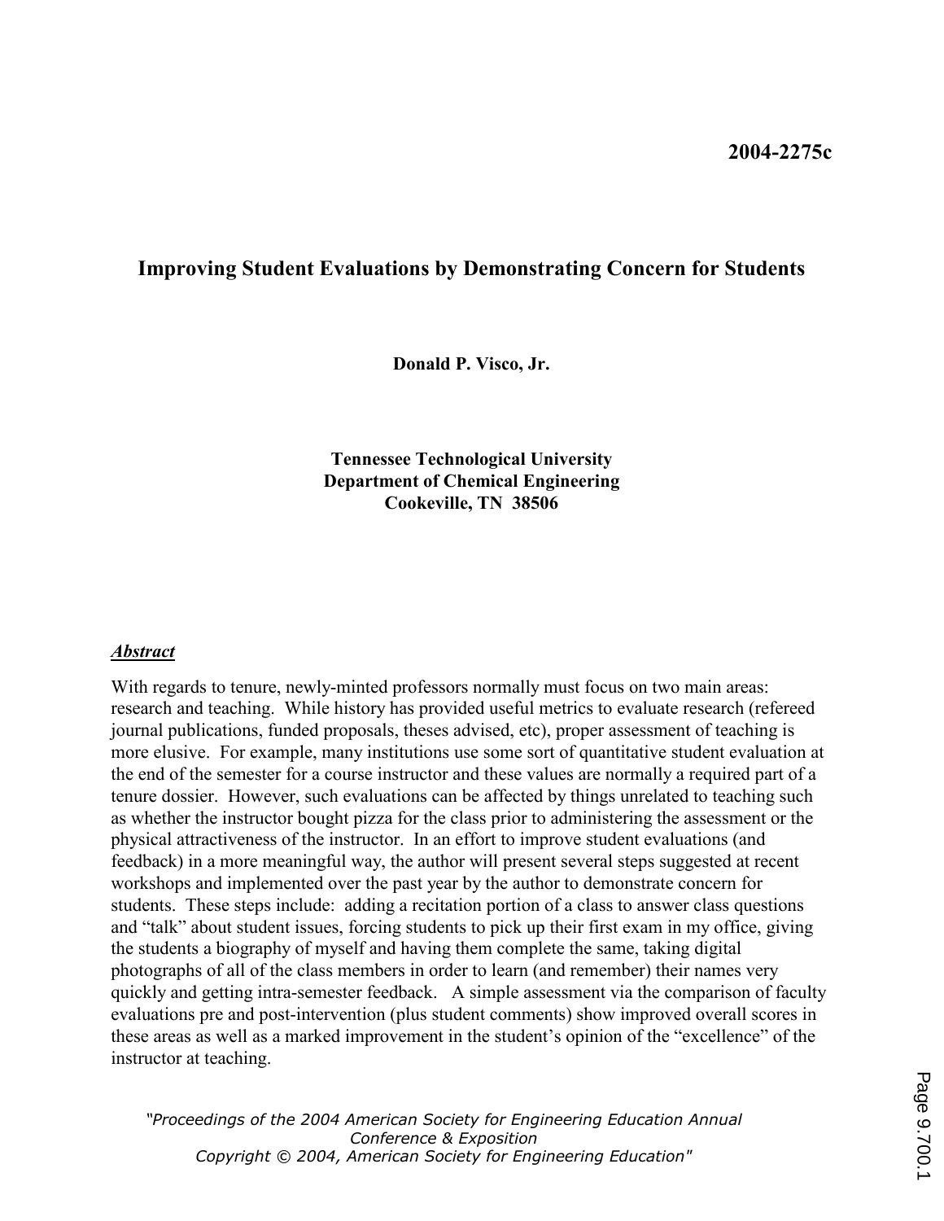**2004-2275c**

# Improving Student Evaluations by Demonstrating Concern for Students

**Donald P. Visco, Jr.**

**Tennessee Technological University**
**Department of Chemical Engineering**
**Cookeville, TN 38506**

## ***Abstract***

With regards to tenure, newly-minted professors normally must focus on two main areas: research and teaching. While history has provided useful metrics to evaluate research (refereed journal publications, funded proposals, theses advised, etc), proper assessment of teaching is more elusive. For example, many institutions use some sort of quantitative student evaluation at the end of the semester for a course instructor and these values are normally a required part of a tenure dossier. However, such evaluations can be affected by things unrelated to teaching such as whether the instructor bought pizza for the class prior to administering the assessment or the physical attractiveness of the instructor. In an effort to improve student evaluations (and feedback) in a more meaningful way, the author will present several steps suggested at recent workshops and implemented over the past year by the author to demonstrate concern for students. These steps include: adding a recitation portion of a class to answer class questions and "talk" about student issues, forcing students to pick up their first exam in my office, giving the students a biography of myself and having them complete the same, taking digital photographs of all of the class members in order to learn (and remember) their names very quickly and getting intra-semester feedback. A simple assessment via the comparison of faculty evaluations pre and post-intervention (plus student comments) show improved overall scores in these areas as well as a marked improvement in the student's opinion of the "excellence" of the instructor at teaching.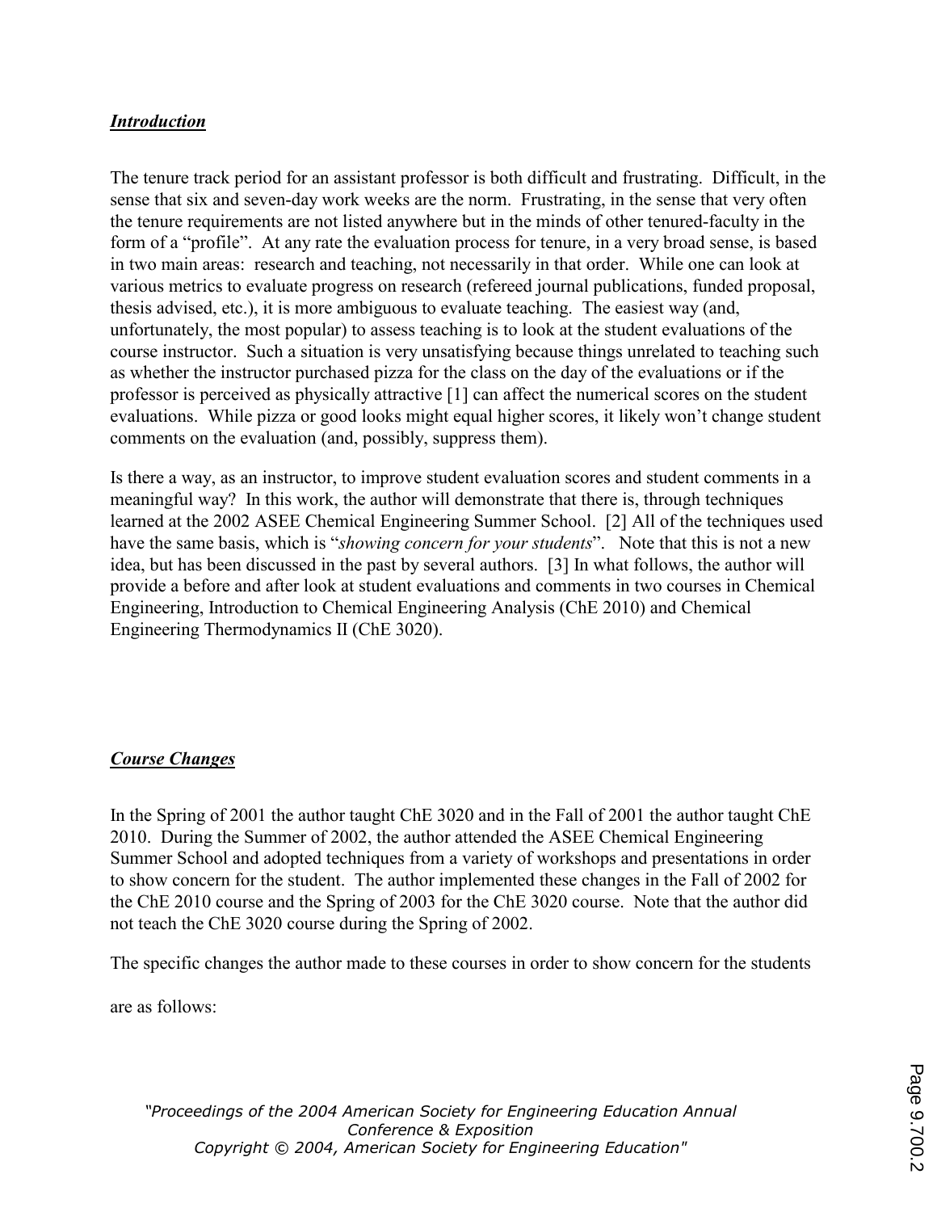## ***Introduction***

The tenure track period for an assistant professor is both difficult and frustrating. Difficult, in the sense that six and seven-day work weeks are the norm. Frustrating, in the sense that very often the tenure requirements are not listed anywhere but in the minds of other tenured-faculty in the form of a "profile". At any rate the evaluation process for tenure, in a very broad sense, is based in two main areas: research and teaching, not necessarily in that order. While one can look at various metrics to evaluate progress on research (refereed journal publications, funded proposal, thesis advised, etc.), it is more ambiguous to evaluate teaching. The easiest way (and, unfortunately, the most popular) to assess teaching is to look at the student evaluations of the course instructor. Such a situation is very unsatisfying because things unrelated to teaching such as whether the instructor purchased pizza for the class on the day of the evaluations or if the professor is perceived as physically attractive [1] can affect the numerical scores on the student evaluations. While pizza or good looks might equal higher scores, it likely won't change student comments on the evaluation (and, possibly, suppress them).

Is there a way, as an instructor, to improve student evaluation scores and student comments in a meaningful way? In this work, the author will demonstrate that there is, through techniques learned at the 2002 ASEE Chemical Engineering Summer School. [2] All of the techniques used have the same basis, which is "*showing concern for your students*". Note that this is not a new idea, but has been discussed in the past by several authors. [3] In what follows, the author will provide a before and after look at student evaluations and comments in two courses in Chemical Engineering, Introduction to Chemical Engineering Analysis (ChE 2010) and Chemical Engineering Thermodynamics II (ChE 3020).

## ***Course Changes***

In the Spring of 2001 the author taught ChE 3020 and in the Fall of 2001 the author taught ChE 2010. During the Summer of 2002, the author attended the ASEE Chemical Engineering Summer School and adopted techniques from a variety of workshops and presentations in order to show concern for the student. The author implemented these changes in the Fall of 2002 for the ChE 2010 course and the Spring of 2003 for the ChE 3020 course. Note that the author did not teach the ChE 3020 course during the Spring of 2002.

The specific changes the author made to these courses in order to show concern for the students are as follows: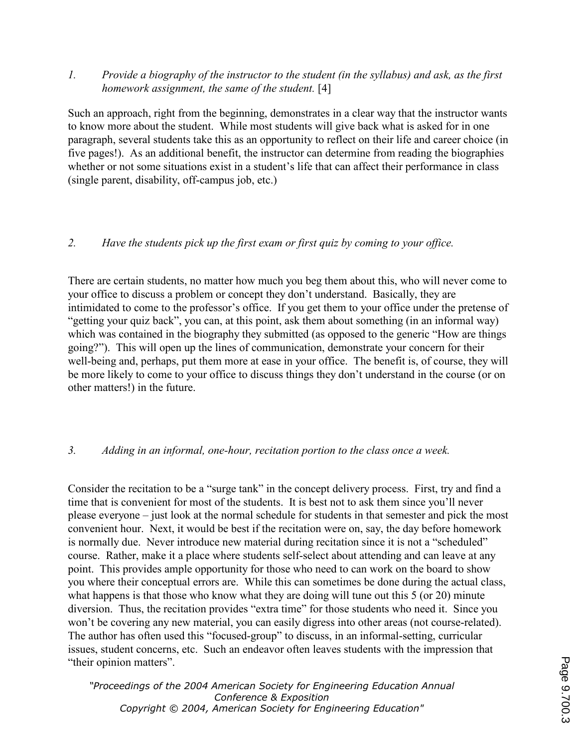*1. Provide a biography of the instructor to the student (in the syllabus) and ask, as the first homework assignment, the same of the student.* [4]

Such an approach, right from the beginning, demonstrates in a clear way that the instructor wants to know more about the student. While most students will give back what is asked for in one paragraph, several students take this as an opportunity to reflect on their life and career choice (in five pages!). As an additional benefit, the instructor can determine from reading the biographies whether or not some situations exist in a student's life that can affect their performance in class (single parent, disability, off-campus job, etc.)

*2. Have the students pick up the first exam or first quiz by coming to your office.*

There are certain students, no matter how much you beg them about this, who will never come to your office to discuss a problem or concept they don't understand. Basically, they are intimidated to come to the professor's office. If you get them to your office under the pretense of "getting your quiz back", you can, at this point, ask them about something (in an informal way) which was contained in the biography they submitted (as opposed to the generic "How are things going?"). This will open up the lines of communication, demonstrate your concern for their well-being and, perhaps, put them more at ease in your office. The benefit is, of course, they will be more likely to come to your office to discuss things they don't understand in the course (or on other matters!) in the future.

*3. Adding in an informal, one-hour, recitation portion to the class once a week.*

Consider the recitation to be a "surge tank" in the concept delivery process. First, try and find a time that is convenient for most of the students. It is best not to ask them since you'll never please everyone – just look at the normal schedule for students in that semester and pick the most convenient hour. Next, it would be best if the recitation were on, say, the day before homework is normally due. Never introduce new material during recitation since it is not a "scheduled" course. Rather, make it a place where students self-select about attending and can leave at any point. This provides ample opportunity for those who need to can work on the board to show you where their conceptual errors are. While this can sometimes be done during the actual class, what happens is that those who know what they are doing will tune out this 5 (or 20) minute diversion. Thus, the recitation provides "extra time" for those students who need it. Since you won't be covering any new material, you can easily digress into other areas (not course-related). The author has often used this "focused-group" to discuss, in an informal-setting, curricular issues, student concerns, etc. Such an endeavor often leaves students with the impression that "their opinion matters".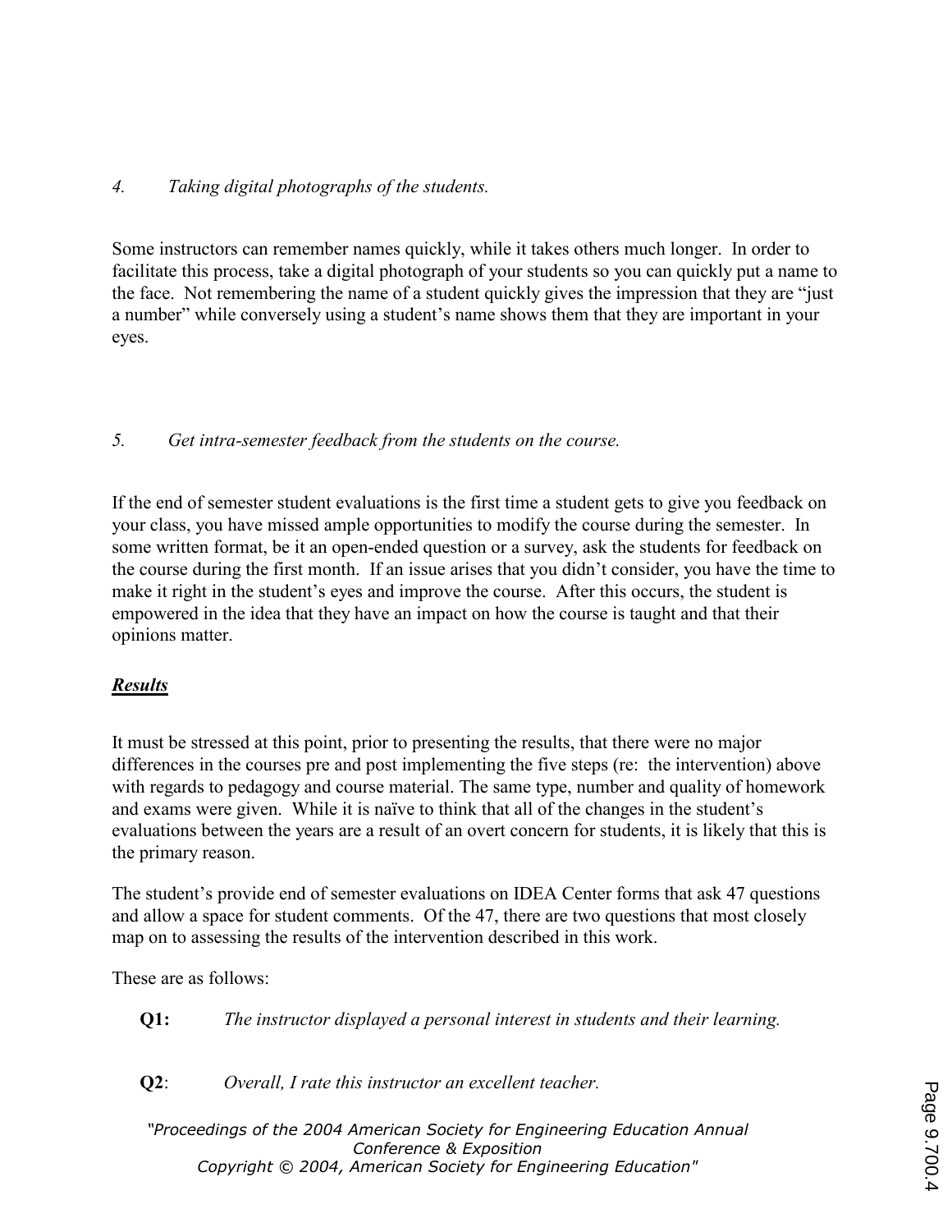*4. Taking digital photographs of the students.*

Some instructors can remember names quickly, while it takes others much longer. In order to facilitate this process, take a digital photograph of your students so you can quickly put a name to the face. Not remembering the name of a student quickly gives the impression that they are "just a number" while conversely using a student's name shows them that they are important in your eyes.

*5. Get intra-semester feedback from the students on the course.*

If the end of semester student evaluations is the first time a student gets to give you feedback on your class, you have missed ample opportunities to modify the course during the semester. In some written format, be it an open-ended question or a survey, ask the students for feedback on the course during the first month. If an issue arises that you didn't consider, you have the time to make it right in the student's eyes and improve the course. After this occurs, the student is empowered in the idea that they have an impact on how the course is taught and that their opinions matter.

## ***Results***

It must be stressed at this point, prior to presenting the results, that there were no major differences in the courses pre and post implementing the five steps (re: the intervention) above with regards to pedagogy and course material. The same type, number and quality of homework and exams were given. While it is naïve to think that all of the changes in the student's evaluations between the years are a result of an overt concern for students, it is likely that this is the primary reason.

The student's provide end of semester evaluations on IDEA Center forms that ask 47 questions and allow a space for student comments. Of the 47, there are two questions that most closely map on to assessing the results of the intervention described in this work.

These are as follows:

**Q1:** *The instructor displayed a personal interest in students and their learning.*

**Q2**: *Overall, I rate this instructor an excellent teacher.*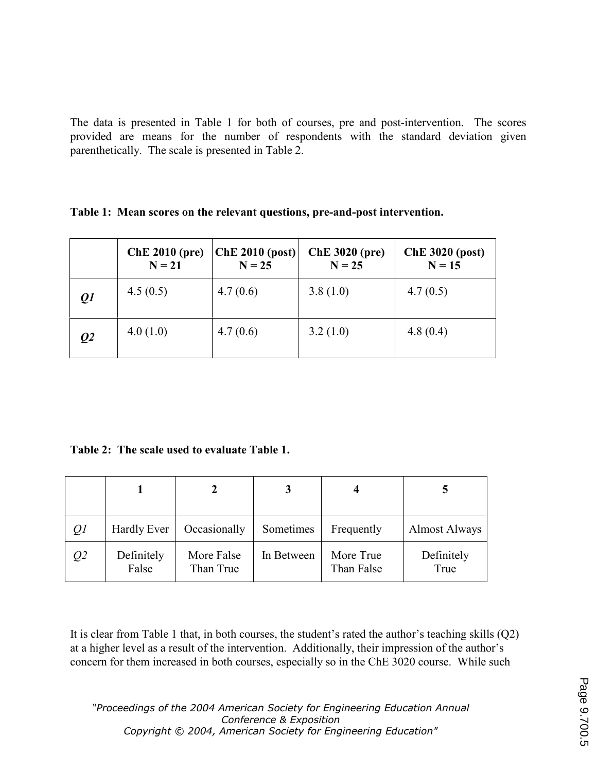The data is presented in Table 1 for both of courses, pre and post-intervention. The scores provided are means for the number of respondents with the standard deviation given parenthetically. The scale is presented in Table 2.

**Table 1: Mean scores on the relevant questions, pre-and-post intervention.**

| | **ChE 2010 (pre) N = 21** | **ChE 2010 (post) N = 25** | **ChE 3020 (pre) N = 25** | **ChE 3020 (post) N = 15** |
|---|---|---|---|---|
| ***Q1*** | 4.5 (0.5) | 4.7 (0.6) | 3.8 (1.0) | 4.7 (0.5) |
| ***Q2*** | 4.0 (1.0) | 4.7 (0.6) | 3.2 (1.0) | 4.8 (0.4) |

**Table 2: The scale used to evaluate Table 1.**

| | **1** | **2** | **3** | **4** | **5** |
|---|---|---|---|---|---|
| *Q1* | Hardly Ever | Occasionally | Sometimes | Frequently | Almost Always |
| *Q2* | Definitely False | More False Than True | In Between | More True Than False | Definitely True |

It is clear from Table 1 that, in both courses, the student's rated the author's teaching skills (Q2) at a higher level as a result of the intervention. Additionally, their impression of the author's concern for them increased in both courses, especially so in the ChE 3020 course. While such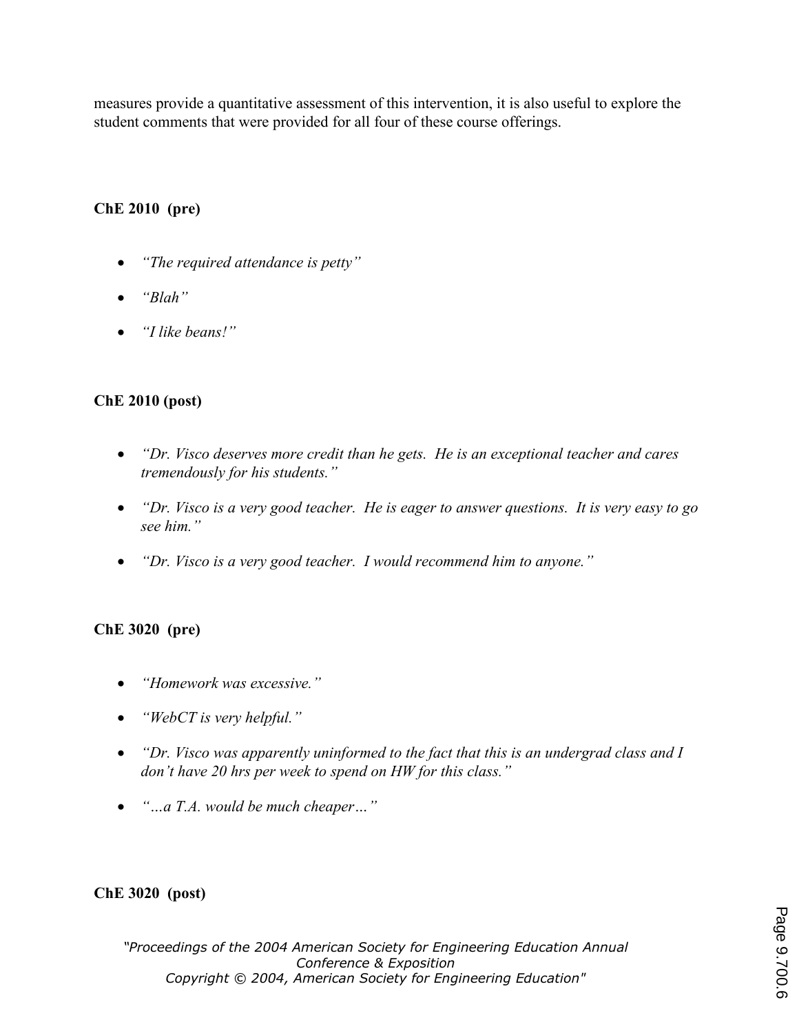measures provide a quantitative assessment of this intervention, it is also useful to explore the student comments that were provided for all four of these course offerings.

**ChE 2010 (pre)**

- *"The required attendance is petty"*
- *"Blah"*
- *"I like beans!"*

**ChE 2010 (post)**

- *"Dr. Visco deserves more credit than he gets. He is an exceptional teacher and cares tremendously for his students."*
- *"Dr. Visco is a very good teacher. He is eager to answer questions. It is very easy to go see him."*
- *"Dr. Visco is a very good teacher. I would recommend him to anyone."*

**ChE 3020 (pre)**

- *"Homework was excessive."*
- *"WebCT is very helpful."*
- *"Dr. Visco was apparently uninformed to the fact that this is an undergrad class and I don't have 20 hrs per week to spend on HW for this class."*
- *"…a T.A. would be much cheaper…"*

**ChE 3020 (post)**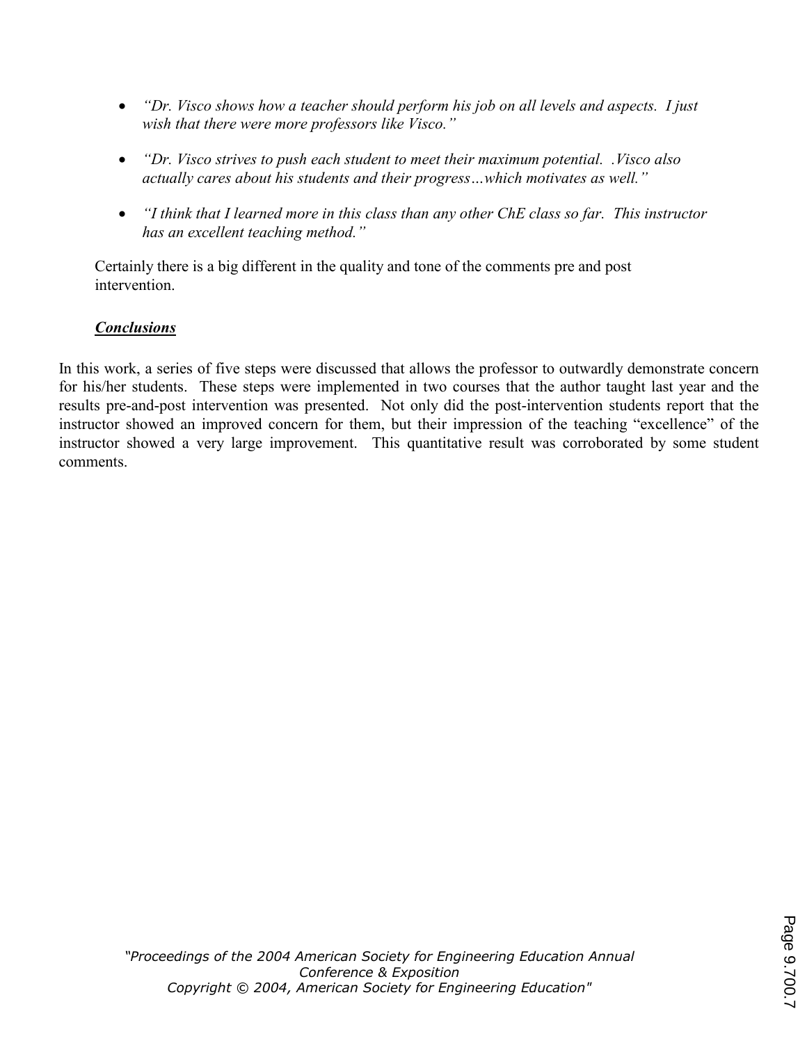- *"Dr. Visco shows how a teacher should perform his job on all levels and aspects. I just wish that there were more professors like Visco."*

- *"Dr. Visco strives to push each student to meet their maximum potential. .Visco also actually cares about his students and their progress…which motivates as well."*

- *"I think that I learned more in this class than any other ChE class so far. This instructor has an excellent teaching method."*

Certainly there is a big different in the quality and tone of the comments pre and post intervention.

## ***Conclusions***

In this work, a series of five steps were discussed that allows the professor to outwardly demonstrate concern for his/her students. These steps were implemented in two courses that the author taught last year and the results pre-and-post intervention was presented. Not only did the post-intervention students report that the instructor showed an improved concern for them, but their impression of the teaching "excellence" of the instructor showed a very large improvement. This quantitative result was corroborated by some student comments.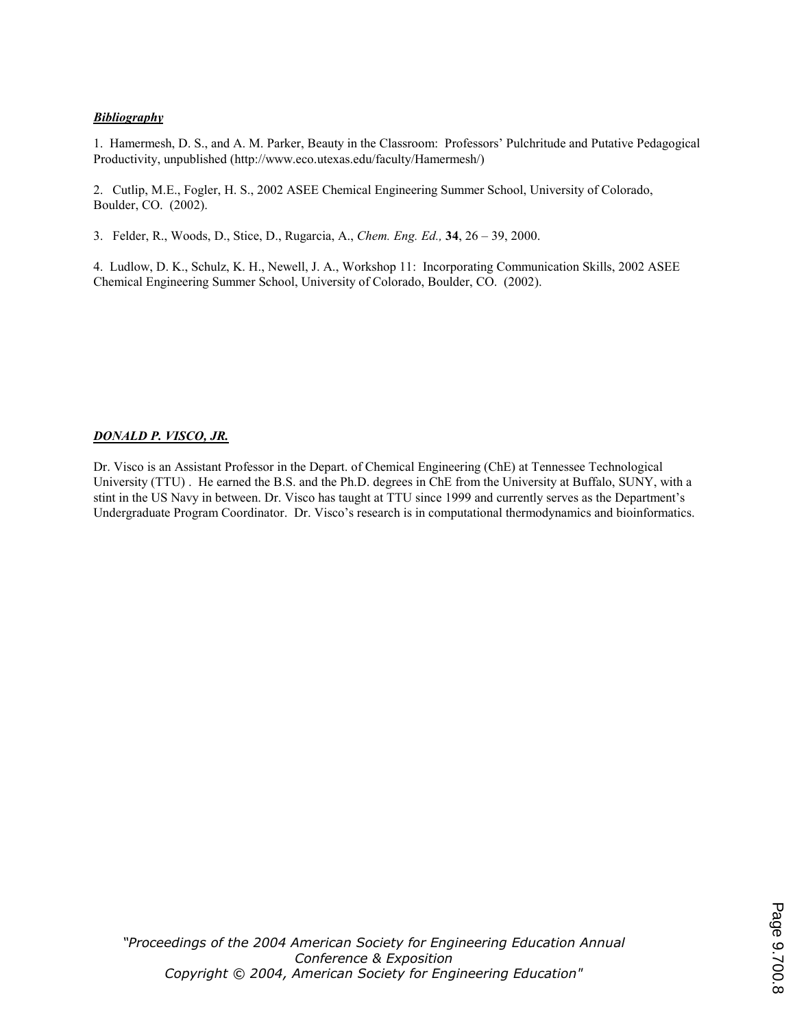***Bibliography***

1. Hamermesh, D. S., and A. M. Parker, Beauty in the Classroom: Professors' Pulchritude and Putative Pedagogical Productivity, unpublished (http://www.eco.utexas.edu/faculty/Hamermesh/)

2. Cutlip, M.E., Fogler, H. S., 2002 ASEE Chemical Engineering Summer School, University of Colorado, Boulder, CO. (2002).

3. Felder, R., Woods, D., Stice, D., Rugarcia, A., *Chem. Eng. Ed.,* **34**, 26 – 39, 2000.

4. Ludlow, D. K., Schulz, K. H., Newell, J. A., Workshop 11: Incorporating Communication Skills, 2002 ASEE Chemical Engineering Summer School, University of Colorado, Boulder, CO. (2002).

***DONALD P. VISCO, JR.***

Dr. Visco is an Assistant Professor in the Depart. of Chemical Engineering (ChE) at Tennessee Technological University (TTU) . He earned the B.S. and the Ph.D. degrees in ChE from the University at Buffalo, SUNY, with a stint in the US Navy in between. Dr. Visco has taught at TTU since 1999 and currently serves as the Department's Undergraduate Program Coordinator. Dr. Visco's research is in computational thermodynamics and bioinformatics.